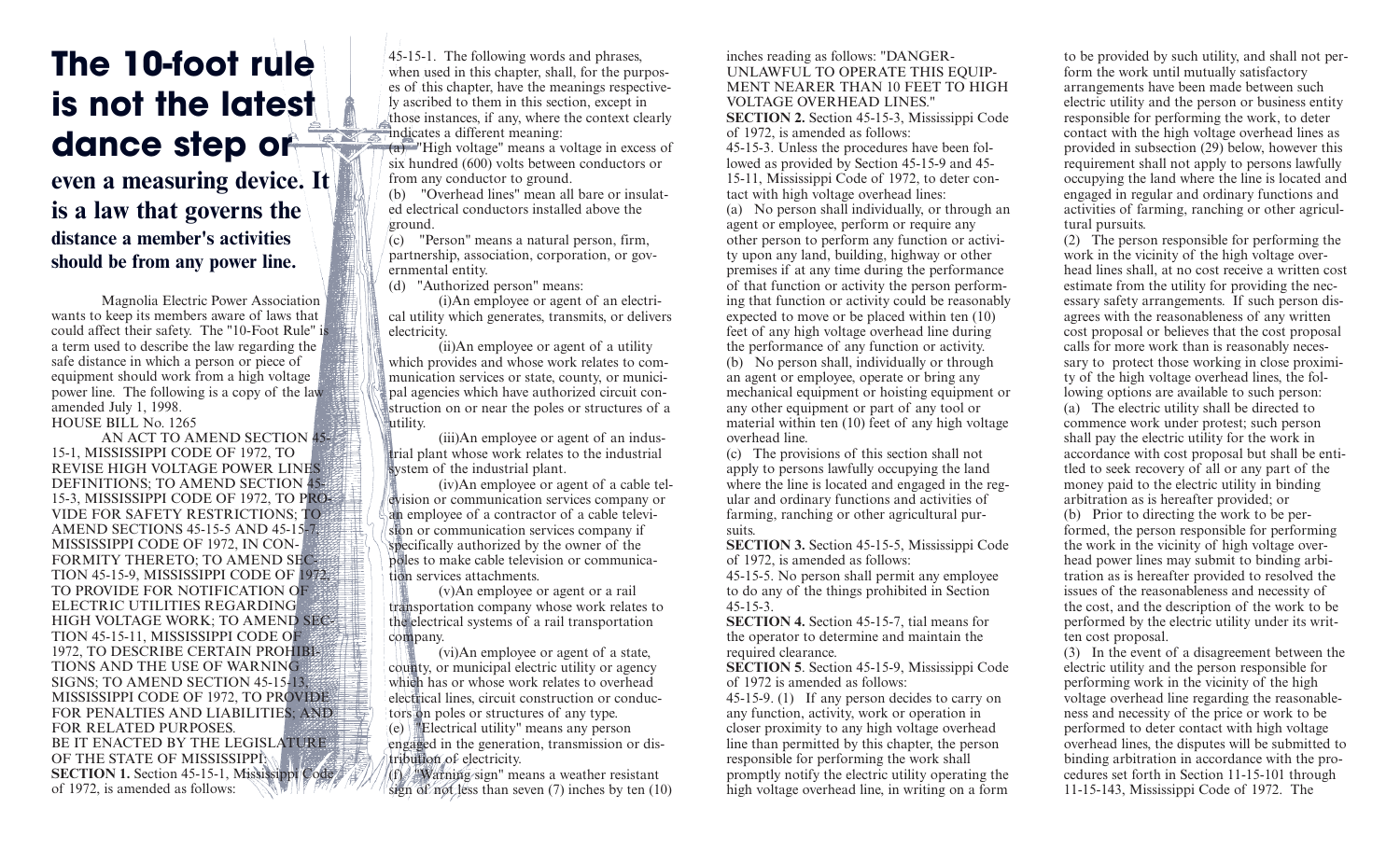# The 10-foot rule is not the latest dance step or

## even a measuring device. It is a law that governs the

### distance a member's activities should be from any power line.

Magnolia Electric Power Association wants to keep its members aware of laws that could affect their safety. The "10-Foot Rule" is a term used to describe the law regarding the safe distance in which a person or piece of equipment should work from a high voltage power line. The following is a copy of the law amended July 1, 1998.

HOUSE BILL No. 1265

AN ACT TO AMEND SECTION 45-15-1, MISSISSIPPI CODE OF 1972, TO REVISE HIGH VOLTAGE POWER LINES DEFINITIONS; TO AMEND SECTION 45-15-3, MISSISSIPPI CODE OF 1972, TO PROVIDE FOR SAFETY RESTRICTIONS; TO AMEND SECTIONS 45-15-5 AND 45-15-7, MISSISSIPPI CODE OF 1972, IN CONFORMITY THERETO; TO AMEND SECTION 45-15-9, MISSISSIPPI CODE OF 1972, TO PROVIDE FOR NOTIFICATION OF ELECTRIC UTILITIES REGARDING HIGH VOLTAGE WORK; TO AMEND SECTION 45-15-11, MISSISSIPPI CODE OF 1972, TO DESCRIBE CERTAIN PROHIBITIONS AND THE USE OF WARNING SIGNS; TO AMEND SECTION 45-15-13, MISSISSIPPI CODE OF 1972, TO PROVIDE FOR PENALTIES AND LIABILITIES; AND FOR RELATED PURPOSES.

BE IT ENACTED BY THE LEGISLATURE OF THE STATE OF MISSISSIPPI:

**SECTION 1.** Section 45-15-1, Mississippi Code of 1972, is amended as follows:

45-15-1. The following words and phrases, when used in this chapter, shall, for the purposes of this chapter, have the meanings respectively ascribed to them in this section, except in those instances, if any, where the context clearly indicates a different meaning:

(a) "High voltage" means a voltage in excess of six hundred (600) volts between conductors or from any conductor to ground.

(b) "Overhead lines" mean all bare or insulated electrical conductors installed above the ground.

(c) "Person" means a natural person, firm, partnership, association, corporation, or governmental entity.

(d) "Authorized person" means:

(i) An employee or agent of an electrical utility which generates, transmits, or delivers electricity.

(ii) An employee or agent of a utility which provides and whose work relates to communication services or state, county, or municipal agencies which have authorized circuit construction on or near the poles or structures of a utility.

(iii) An employee or agent of an industrial plant whose work relates to the industrial system of the industrial plant.

(iv) An employee or agent of a cable television or communication services company or an employee of a contractor of a cable television or communication services company if specifically authorized by the owner of the poles to make cable television or communication services attachments.

(v) An employee or agent or a rail transportation company whose work relates to the electrical systems of a rail transportation company.

(vi) An employee or agent of a state, county, or municipal electric utility or agency which has or whose work relates to overhead electrical lines, circuit construction or conductors on poles or structures of any type.

(e) "Electrical utility" means any person engaged in the generation, transmission or distribution of electricity.

(f) "Warning sign" means a weather resistant sign of not less than seven (7) inches by ten (10) inches reading as follows: "DANGER-UNLAWFUL TO OPERATE THIS EQUIPMENT NEARER THAN 10 FEET TO HIGH VOLTAGE OVERHEAD LINES."

**SECTION 2.** Section 45-15-3, Mississippi Code of 1972, is amended as follows:

45-15-3. Unless the procedures have been followed as provided by Section 45-15-9 and 45-15-11, Mississippi Code of 1972, to deter contact with high voltage overhead lines:

(a) No person shall individually, or through an agent or employee, perform or require any other person to perform any function or activity upon any land, building, highway or other premises if at any time during the performance of that function or activity the person performing that function or activity could be reasonably expected to move or be placed within ten (10) feet of any high voltage overhead line during the performance of any function or activity.

(b) No person shall, individually or through an agent or employee, operate or bring any mechanical equipment or hoisting equipment or any other equipment or part of any tool or material within ten (10) feet of any high voltage overhead line.

(c) The provisions of this section shall not apply to persons lawfully occupying the land where the line is located and engaged in the regular and ordinary functions and activities of farming, ranching or other agricultural pursuits.

**SECTION 3.** Section 45-15-5, Mississippi Code of 1972, is amended as follows:

45-15-5. No person shall permit any employee to do any of the things prohibited in Section 45-15-3.

**SECTION 4.** Section 45-15-7, tial means for the operator to determine and maintain the required clearance.

**SECTION 5**. Section 45-15-9, Mississippi Code of 1972 is amended as follows:

45-15-9. (1) If any person decides to carry on any function, activity, work or operation in closer proximity to any high voltage overhead line than permitted by this chapter, the person responsible for performing the work shall promptly notify the electric utility operating the high voltage overhead line, in writing on a form to be provided by such utility, and shall not perform the work until mutually satisfactory arrangements have been made between such electric utility and the person or business entity responsible for performing the work, to deter contact with the high voltage overhead lines as provided in subsection (29) below, however this requirement shall not apply to persons lawfully occupying the land where the line is located and engaged in regular and ordinary functions and activities of farming, ranching or other agricultural pursuits.

(2) The person responsible for performing the work in the vicinity of the high voltage overhead lines shall, at no cost receive a written cost estimate from the utility for providing the necessary safety arrangements. If such person disagrees with the reasonableness of any written cost proposal or believes that the cost proposal calls for more work than is reasonably necessary to protect those working in close proximity of the high voltage overhead lines, the following options are available to such person:

(a) The electric utility shall be directed to commence work under protest; such person shall pay the electric utility for the work in accordance with cost proposal but shall be entitled to seek recovery of all or any part of the money paid to the electric utility in binding arbitration as is hereafter provided; or

(b) Prior to directing the work to be performed, the person responsible for performing the work in the vicinity of high voltage overhead power lines may submit to binding arbitration as is hereafter provided to resolved the issues of the reasonableness and necessity of the cost, and the description of the work to be performed by the electric utility under its written cost proposal.

(3) In the event of a disagreement between the electric utility and the person responsible for performing work in the vicinity of the high voltage overhead line regarding the reasonableness and necessity of the price or work to be performed to deter contact with high voltage overhead lines, the disputes will be submitted to binding arbitration in accordance with the procedures set forth in Section 11-15-101 through 11-15-143, Mississippi Code of 1972. The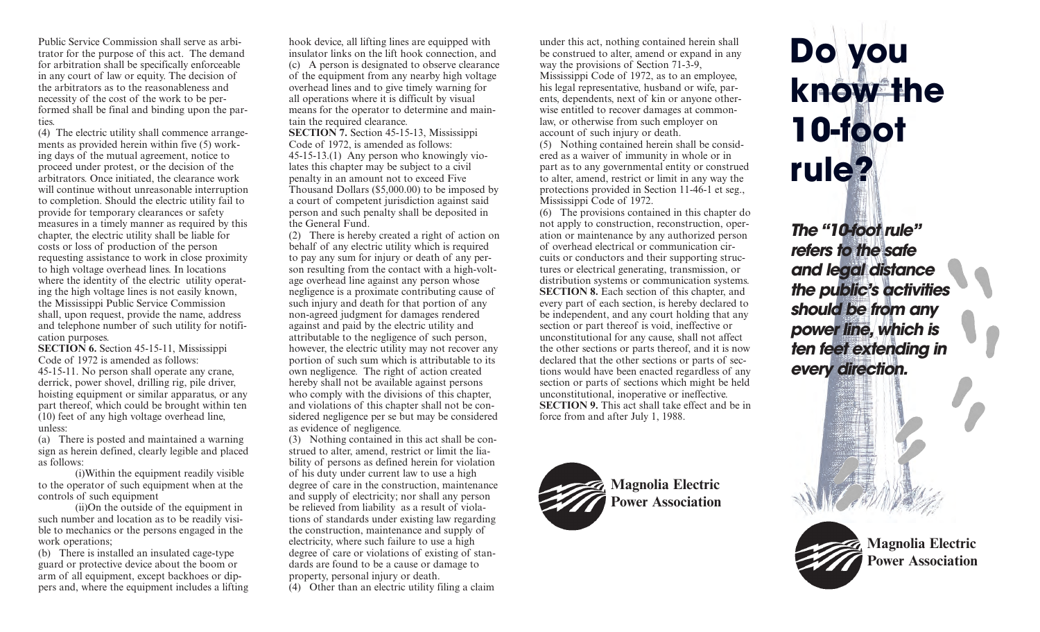Public Service Commission shall serve as arbitrator for the purpose of this act. The demand for arbitration shall be specifically enforceable in any court of law or equity. The decision of the arbitrators as to the reasonableness and necessity of the cost of the work to be performed shall be final and binding upon the parties.

(4) The electric utility shall commence arrangements as provided herein within five (5) working days of the mutual agreement, notice to proceed under protest, or the decision of the arbitrators. Once initiated, the clearance work will continue without unreasonable interruption to completion. Should the electric utility fail to provide for temporary clearances or safety measures in a timely manner as required by this chapter, the electric utility shall be liable for costs or loss of production of the person requesting assistance to work in close proximity to high voltage overhead lines. In locations where the identity of the electric utility operating the high voltage lines is not easily known, the Mississippi Public Service Commission shall, upon request, provide the name, address and telephone number of such utility for notification purposes.

**SECTION 6.** Section 45-15-11, Mississippi Code of 1972 is amended as follows:

45-15-11. No person shall operate any crane, derrick, power shovel, drilling rig, pile driver, hoisting equipment or similar apparatus, or any part thereof, which could be brought within ten (10) feet of any high voltage overhead line, unless:

(a) There is posted and maintained a warning sign as herein defined, clearly legible and placed as follows:

(i)Within the equipment readily visible to the operator of such equipment when at the controls of such equipment

(ii)On the outside of the equipment in such number and location as to be readily visible to mechanics or the persons engaged in the work operations;

(b) There is installed an insulated cage-type guard or protective device about the boom or arm of all equipment, except backhoes or dippers and, where the equipment includes a lifting hook device, all lifting lines are equipped with insulator links on the lift hook connection, and

(c) A person is designated to observe clearance of the equipment from any nearby high voltage overhead lines and to give timely warning for all operations where it is difficult by visual means for the operator to determine and maintain the required clearance.

**SECTION 7.** Section 45-15-13, Mississippi Code of 1972, is amended as follows:

45-15-13.(1) Any person who knowingly violates this chapter may be subject to a civil penalty in an amount not to exceed Five Thousand Dollars ($5,000.00) to be imposed by a court of competent jurisdiction against said person and such penalty shall be deposited in the General Fund.

(2) There is hereby created a right of action on behalf of any electric utility which is required to pay any sum for injury or death of any person resulting from the contact with a high-voltage overhead line against any person whose negligence is a proximate contributing cause of such injury and death for that portion of any non-agreed judgment for damages rendered against and paid by the electric utility and attributable to the negligence of such person, however, the electric utility may not recover any portion of such sum which is attributable to its own negligence. The right of action created hereby shall not be available against persons who comply with the divisions of this chapter, and violations of this chapter shall not be considered negligence per se but may be considered as evidence of negligence.

(3) Nothing contained in this act shall be construed to alter, amend, restrict or limit the liability of persons as defined herein for violation of his duty under current law to use a high degree of care in the construction, maintenance and supply of electricity; nor shall any person be relieved from liability as a result of violations of standards under existing law regarding the construction, maintenance and supply of electricity, where such failure to use a high degree of care or violations of existing of standards are found to be a cause or damage to property, personal injury or death.

(4) Other than an electric utility filing a claim under this act, nothing contained herein shall be construed to alter, amend or expand in any way the provisions of Section 71-3-9, Mississippi Code of 1972, as to an employee, his legal representative, husband or wife, parents, dependents, next of kin or anyone otherwise entitled to recover damages at common-law, or otherwise from such employer on account of such injury or death.

(5) Nothing contained herein shall be considered as a waiver of immunity in whole or in part as to any governmental entity or construed to alter, amend, restrict or limit in any way the protections provided in Section 11-46-1 et seg., Mississippi Code of 1972.

(6) The provisions contained in this chapter do not apply to construction, reconstruction, operation or maintenance by any authorized person of overhead electrical or communication circuits or conductors and their supporting structures or electrical generating, transmission, or distribution systems or communication systems.

**SECTION 8.** Each section of this chapter, and every part of each section, is hereby declared to be independent, and any court holding that any section or part thereof is void, ineffective or unconstitutional for any cause, shall not affect the other sections or parts thereof, and it is now declared that the other sections or parts of sections would have been enacted regardless of any section or parts of sections which might be held unconstitutional, inoperative or ineffective.

**SECTION 9.** This act shall take effect and be in force from and after July 1, 1988.

**Magnolia Electric Power Association**

# Do you know the 10-foot rule?

***The "10-foot rule" refers to the safe and legal distance the public's activities should be from any power line, which is ten feet extending in every direction.***

**Magnolia Electric Power Association**